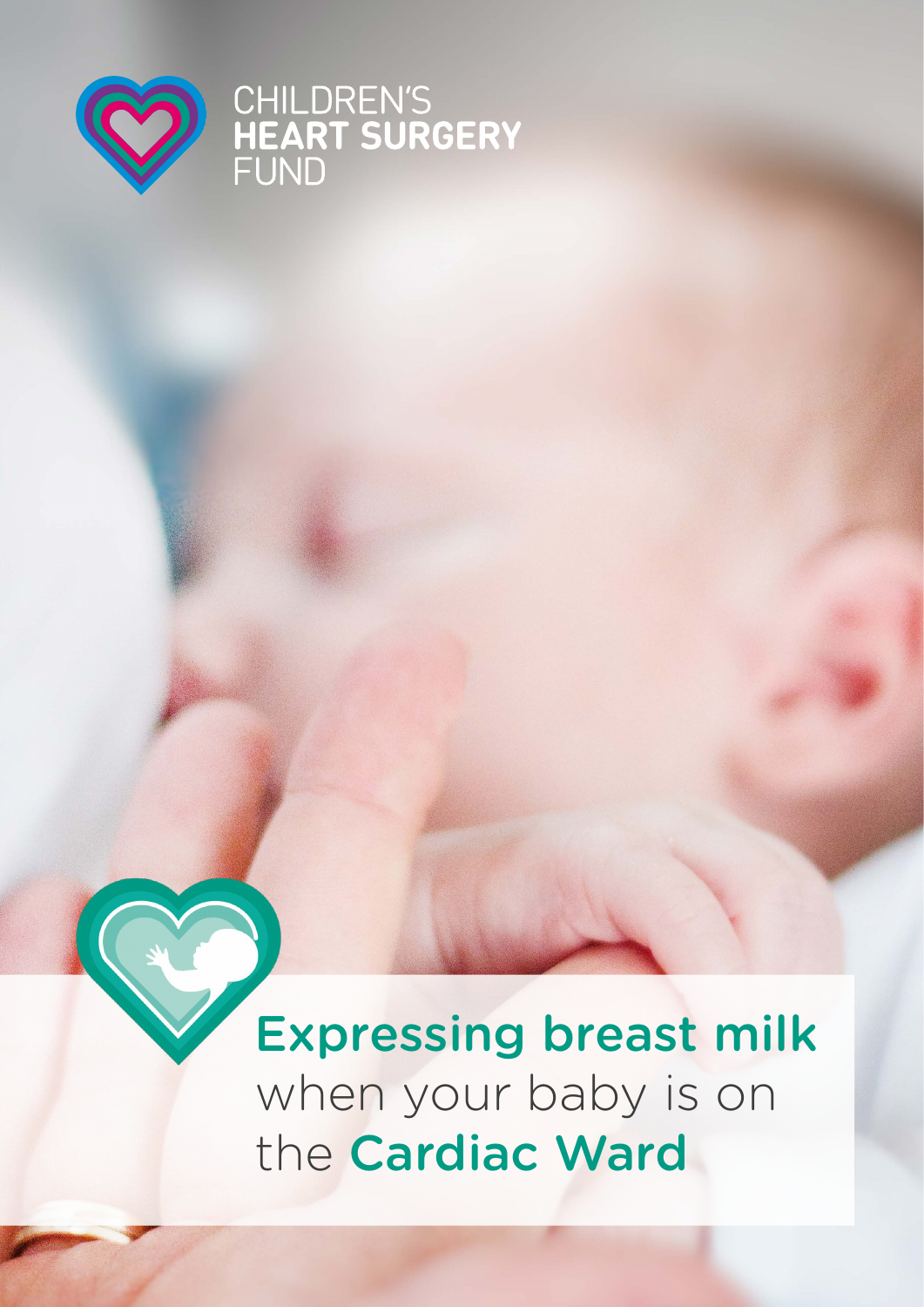CHILDREN'S
**HEART SURGERY**
FUND

# Expressing breast milk when your baby is on the Cardiac Ward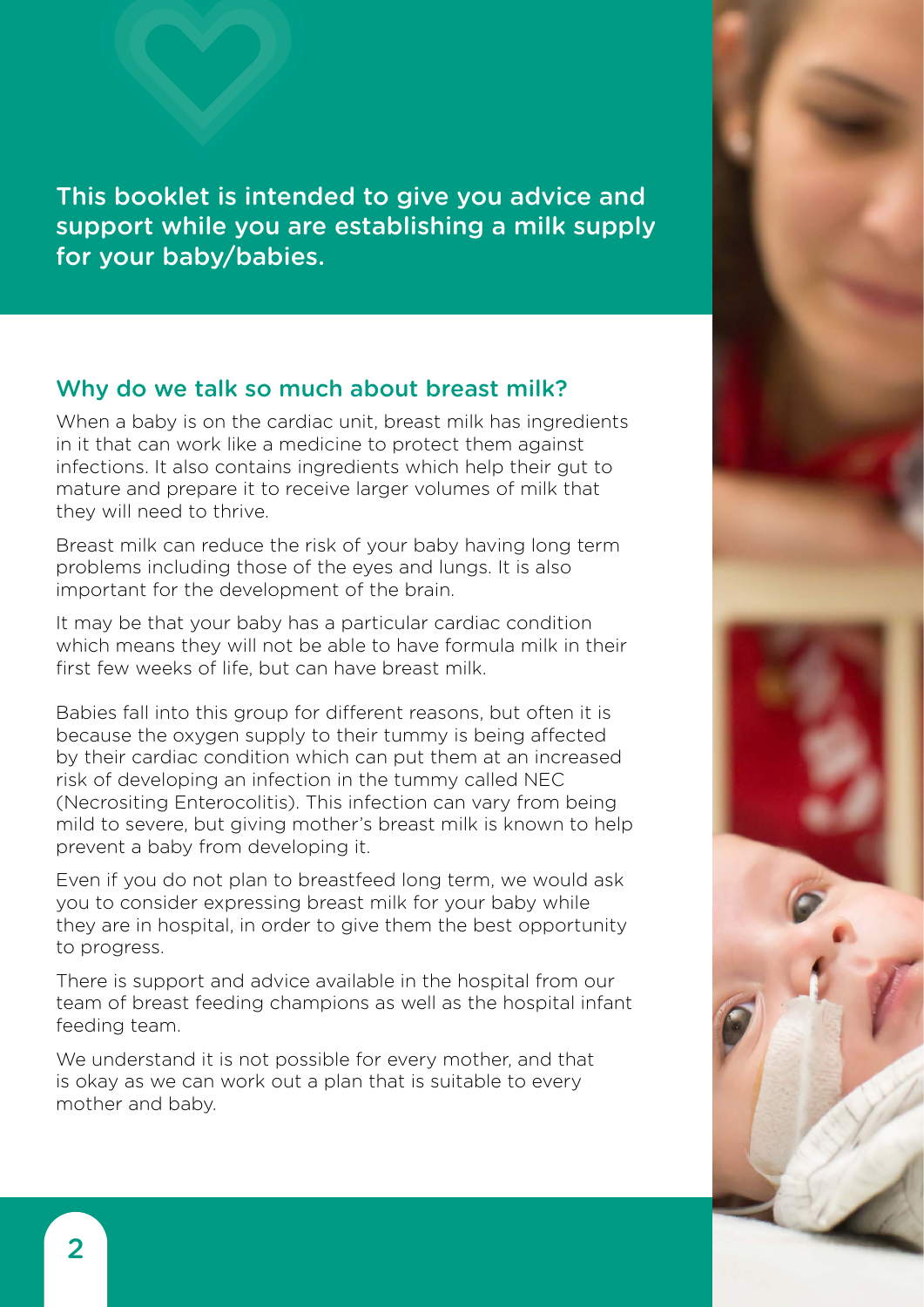This booklet is intended to give you advice and support while you are establishing a milk supply for your baby/babies.

## Why do we talk so much about breast milk?

When a baby is on the cardiac unit, breast milk has ingredients in it that can work like a medicine to protect them against infections. It also contains ingredients which help their gut to mature and prepare it to receive larger volumes of milk that they will need to thrive.

Breast milk can reduce the risk of your baby having long term problems including those of the eyes and lungs. It is also important for the development of the brain.

It may be that your baby has a particular cardiac condition which means they will not be able to have formula milk in their first few weeks of life, but can have breast milk.

Babies fall into this group for different reasons, but often it is because the oxygen supply to their tummy is being affected by their cardiac condition which can put them at an increased risk of developing an infection in the tummy called NEC (Necrositing Enterocolitis). This infection can vary from being mild to severe, but giving mother's breast milk is known to help prevent a baby from developing it.

Even if you do not plan to breastfeed long term, we would ask you to consider expressing breast milk for your baby while they are in hospital, in order to give them the best opportunity to progress.

There is support and advice available in the hospital from our team of breast feeding champions as well as the hospital infant feeding team.

We understand it is not possible for every mother, and that is okay as we can work out a plan that is suitable to every mother and baby.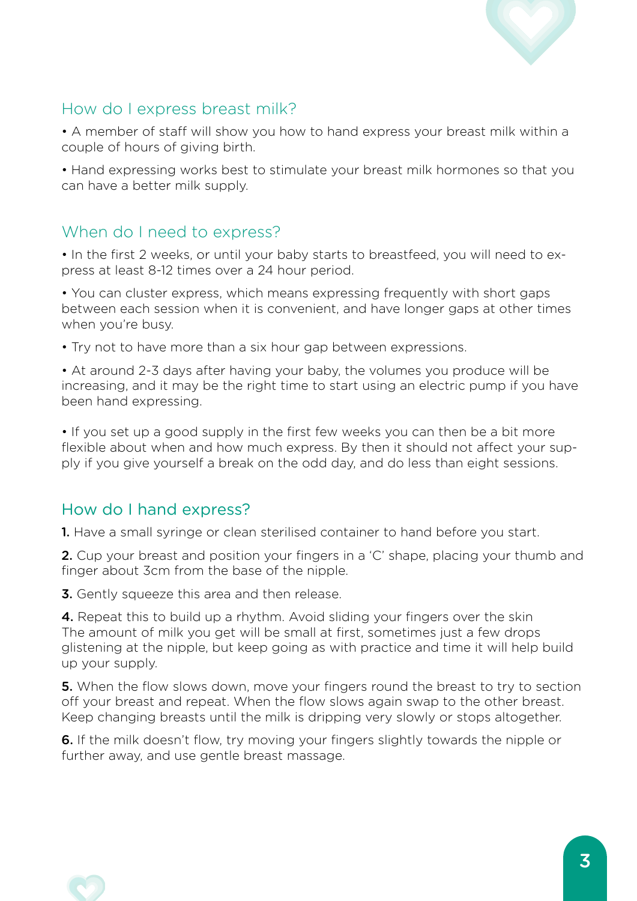## How do I express breast milk?

• A member of staff will show you how to hand express your breast milk within a couple of hours of giving birth.

• Hand expressing works best to stimulate your breast milk hormones so that you can have a better milk supply.

## When do I need to express?

• In the first 2 weeks, or until your baby starts to breastfeed, you will need to express at least 8-12 times over a 24 hour period.

• You can cluster express, which means expressing frequently with short gaps between each session when it is convenient, and have longer gaps at other times when you're busy.

• Try not to have more than a six hour gap between expressions.

• At around 2-3 days after having your baby, the volumes you produce will be increasing, and it may be the right time to start using an electric pump if you have been hand expressing.

• If you set up a good supply in the first few weeks you can then be a bit more flexible about when and how much express. By then it should not affect your supply if you give yourself a break on the odd day, and do less than eight sessions.

## How do I hand express?

**1.** Have a small syringe or clean sterilised container to hand before you start.

**2.** Cup your breast and position your fingers in a 'C' shape, placing your thumb and finger about 3cm from the base of the nipple.

**3.** Gently squeeze this area and then release.

**4.** Repeat this to build up a rhythm. Avoid sliding your fingers over the skin The amount of milk you get will be small at first, sometimes just a few drops glistening at the nipple, but keep going as with practice and time it will help build up your supply.

**5.** When the flow slows down, move your fingers round the breast to try to section off your breast and repeat. When the flow slows again swap to the other breast. Keep changing breasts until the milk is dripping very slowly or stops altogether.

**6.** If the milk doesn't flow, try moving your fingers slightly towards the nipple or further away, and use gentle breast massage.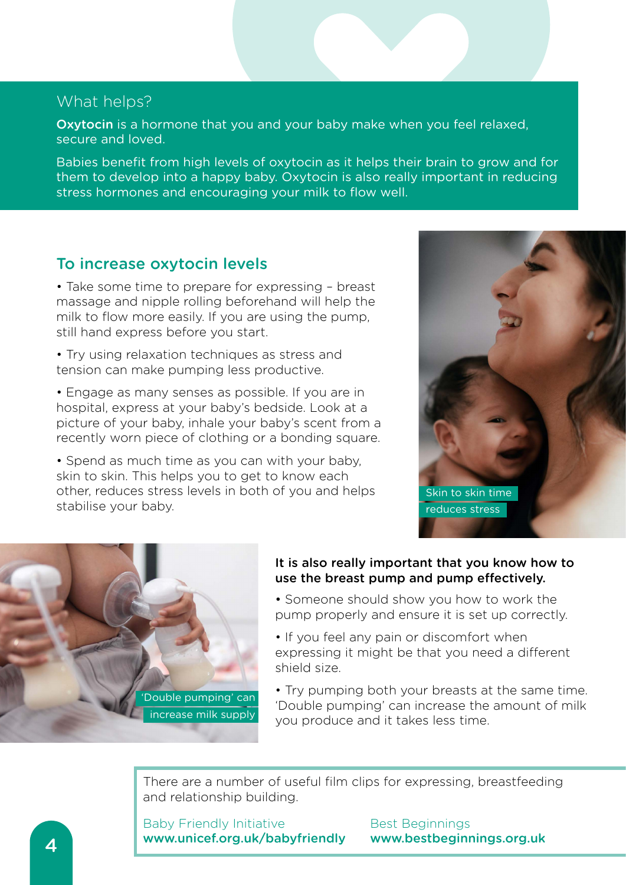## What helps?

**Oxytocin** is a hormone that you and your baby make when you feel relaxed, secure and loved.

Babies benefit from high levels of oxytocin as it helps their brain to grow and for them to develop into a happy baby. Oxytocin is also really important in reducing stress hormones and encouraging your milk to flow well.

### To increase oxytocin levels

- Take some time to prepare for expressing – breast massage and nipple rolling beforehand will help the milk to flow more easily. If you are using the pump, still hand express before you start.
- Try using relaxation techniques as stress and tension can make pumping less productive.
- Engage as many senses as possible. If you are in hospital, express at your baby's bedside. Look at a picture of your baby, inhale your baby's scent from a recently worn piece of clothing or a bonding square.
- Spend as much time as you can with your baby, skin to skin. This helps you to get to know each other, reduces stress levels in both of you and helps stabilise your baby.

Skin to skin time reduces stress

'Double pumping' can increase milk supply

**It is also really important that you know how to use the breast pump and pump effectively.**

- Someone should show you how to work the pump properly and ensure it is set up correctly.
- If you feel any pain or discomfort when expressing it might be that you need a different shield size.
- Try pumping both your breasts at the same time. 'Double pumping' can increase the amount of milk you produce and it takes less time.

There are a number of useful film clips for expressing, breastfeeding and relationship building.

Baby Friendly Initiative
**www.unicef.org.uk/babyfriendly**

Best Beginnings
**www.bestbeginnings.org.uk**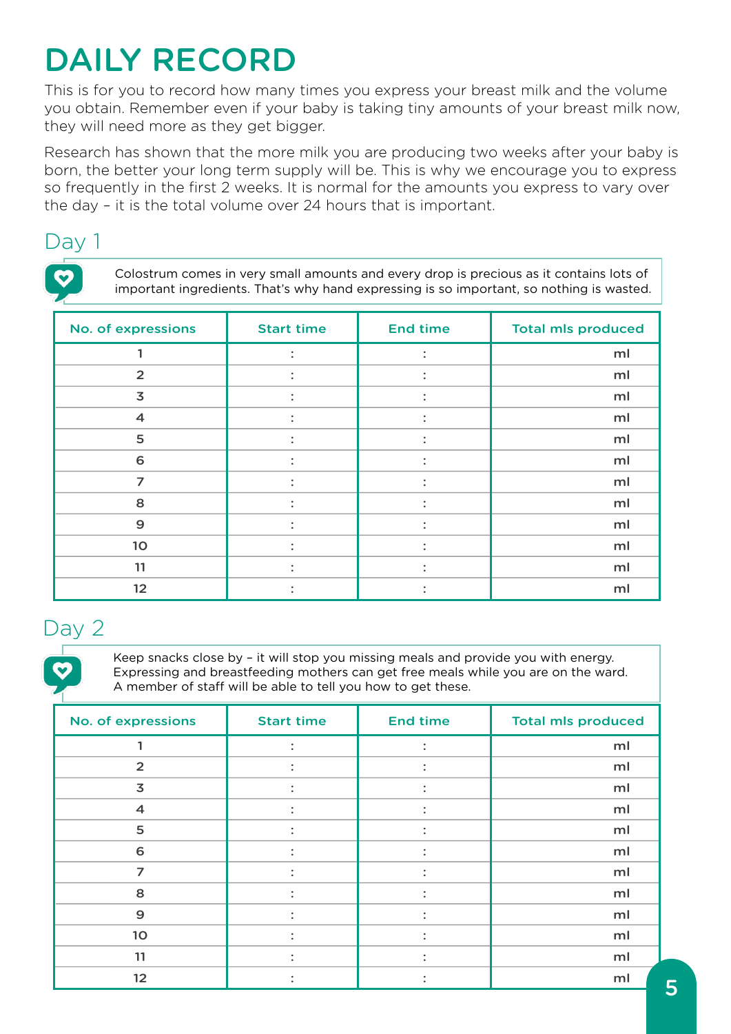# DAILY RECORD

This is for you to record how many times you express your breast milk and the volume you obtain. Remember even if your baby is taking tiny amounts of your breast milk now, they will need more as they get bigger.

Research has shown that the more milk you are producing two weeks after your baby is born, the better your long term supply will be. This is why we encourage you to express so frequently in the first 2 weeks. It is normal for the amounts you express to vary over the day – it is the total volume over 24 hours that is important.

## Day 1

Colostrum comes in very small amounts and every drop is precious as it contains lots of important ingredients. That's why hand expressing is so important, so nothing is wasted.

| No. of expressions | Start time | End time | Total mls produced |
|---|---|---|---|
| 1 | : | : | ml |
| 2 | : | : | ml |
| 3 | : | : | ml |
| 4 | : | : | ml |
| 5 | : | : | ml |
| 6 | : | : | ml |
| 7 | : | : | ml |
| 8 | : | : | ml |
| 9 | : | : | ml |
| 10 | : | : | ml |
| 11 | : | : | ml |
| 12 | : | : | ml |

## Day 2

Keep snacks close by – it will stop you missing meals and provide you with energy. Expressing and breastfeeding mothers can get free meals while you are on the ward. A member of staff will be able to tell you how to get these.

| No. of expressions | Start time | End time | Total mls produced |
|---|---|---|---|
| 1 | : | : | ml |
| 2 | : | : | ml |
| 3 | : | : | ml |
| 4 | : | : | ml |
| 5 | : | : | ml |
| 6 | : | : | ml |
| 7 | : | : | ml |
| 8 | : | : | ml |
| 9 | : | : | ml |
| 10 | : | : | ml |
| 11 | : | : | ml |
| 12 | : | : | ml |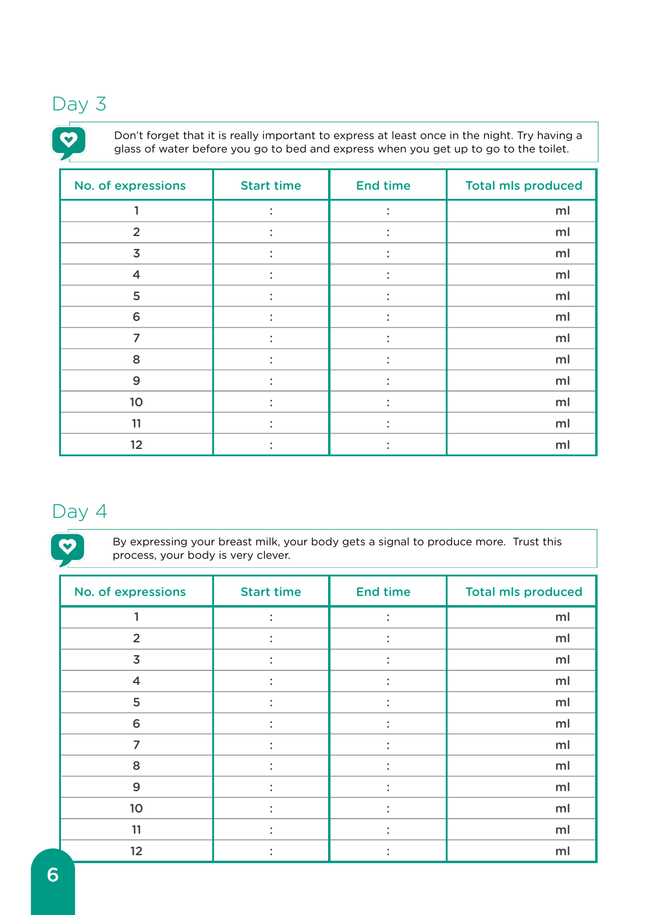## Day 3

Don't forget that it is really important to express at least once in the night. Try having a glass of water before you go to bed and express when you get up to go to the toilet.

| No. of expressions | Start time | End time | Total mls produced |
|---|---|---|---|
| 1 | : | : | ml |
| 2 | : | : | ml |
| 3 | : | : | ml |
| 4 | : | : | ml |
| 5 | : | : | ml |
| 6 | : | : | ml |
| 7 | : | : | ml |
| 8 | : | : | ml |
| 9 | : | : | ml |
| 10 | : | : | ml |
| 11 | : | : | ml |
| 12 | : | : | ml |

## Day 4

By expressing your breast milk, your body gets a signal to produce more. Trust this process, your body is very clever.

| No. of expressions | Start time | End time | Total mls produced |
|---|---|---|---|
| 1 | : | : | ml |
| 2 | : | : | ml |
| 3 | : | : | ml |
| 4 | : | : | ml |
| 5 | : | : | ml |
| 6 | : | : | ml |
| 7 | : | : | ml |
| 8 | : | : | ml |
| 9 | : | : | ml |
| 10 | : | : | ml |
| 11 | : | : | ml |
| 12 | : | : | ml |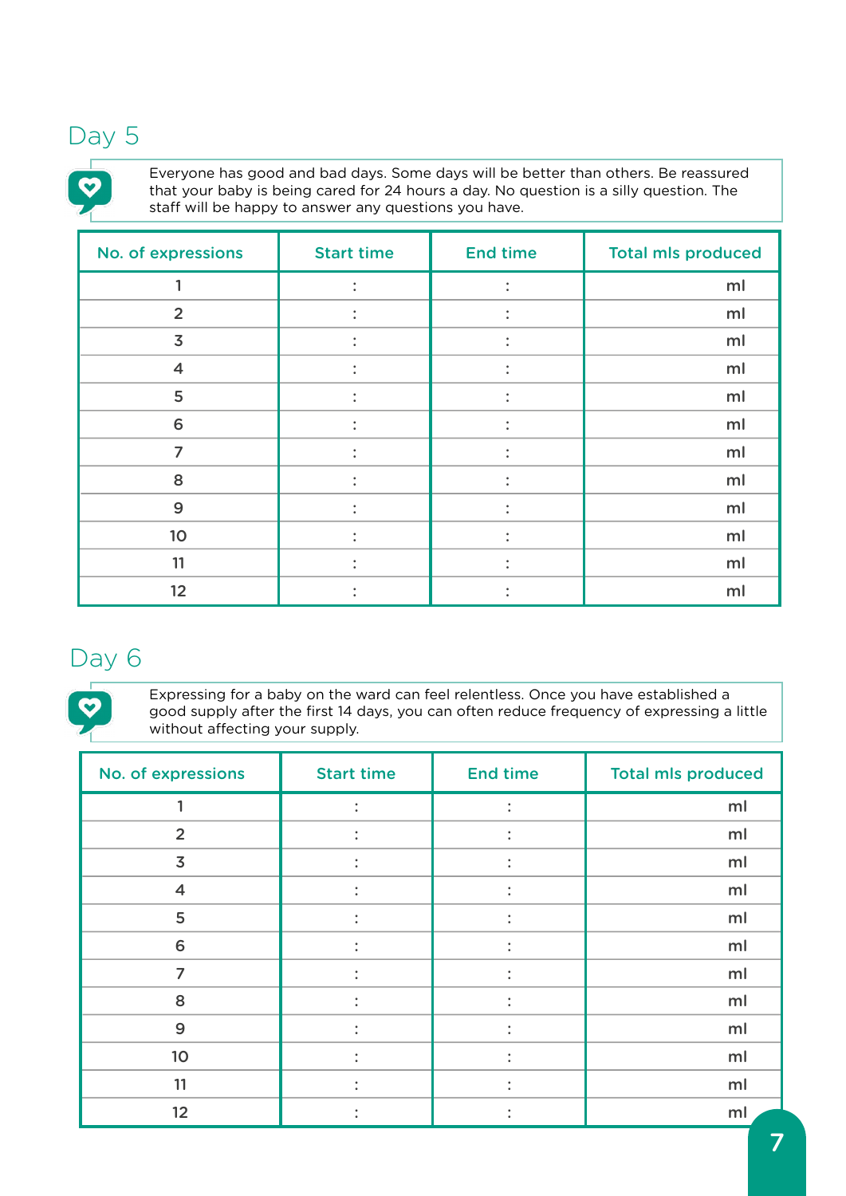## Day 5

Everyone has good and bad days. Some days will be better than others. Be reassured that your baby is being cared for 24 hours a day. No question is a silly question. The staff will be happy to answer any questions you have.

| No. of expressions | Start time | End time | Total mls produced |
|---|---|---|---|
| 1 | : | : | ml |
| 2 | : | : | ml |
| 3 | : | : | ml |
| 4 | : | : | ml |
| 5 | : | : | ml |
| 6 | : | : | ml |
| 7 | : | : | ml |
| 8 | : | : | ml |
| 9 | : | : | ml |
| 10 | : | : | ml |
| 11 | : | : | ml |
| 12 | : | : | ml |

## Day 6

Expressing for a baby on the ward can feel relentless. Once you have established a good supply after the first 14 days, you can often reduce frequency of expressing a little without affecting your supply.

| No. of expressions | Start time | End time | Total mls produced |
|---|---|---|---|
| 1 | : | : | ml |
| 2 | : | : | ml |
| 3 | : | : | ml |
| 4 | : | : | ml |
| 5 | : | : | ml |
| 6 | : | : | ml |
| 7 | : | : | ml |
| 8 | : | : | ml |
| 9 | : | : | ml |
| 10 | : | : | ml |
| 11 | : | : | ml |
| 12 | : | : | ml |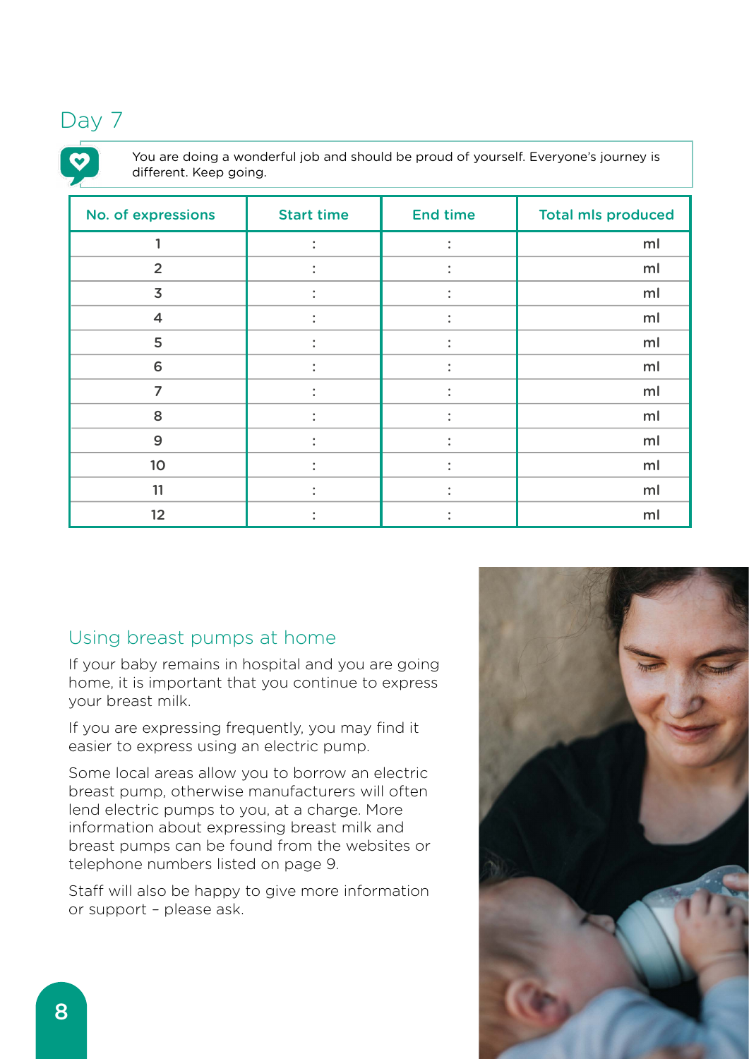## Day 7

You are doing a wonderful job and should be proud of yourself. Everyone's journey is different. Keep going.

| No. of expressions | Start time | End time | Total mls produced |
|---|---|---|---|
| 1 | : | : | ml |
| 2 | : | : | ml |
| 3 | : | : | ml |
| 4 | : | : | ml |
| 5 | : | : | ml |
| 6 | : | : | ml |
| 7 | : | : | ml |
| 8 | : | : | ml |
| 9 | : | : | ml |
| 10 | : | : | ml |
| 11 | : | : | ml |
| 12 | : | : | ml |

## Using breast pumps at home

If your baby remains in hospital and you are going home, it is important that you continue to express your breast milk.

If you are expressing frequently, you may find it easier to express using an electric pump.

Some local areas allow you to borrow an electric breast pump, otherwise manufacturers will often lend electric pumps to you, at a charge. More information about expressing breast milk and breast pumps can be found from the websites or telephone numbers listed on page 9.

Staff will also be happy to give more information or support – please ask.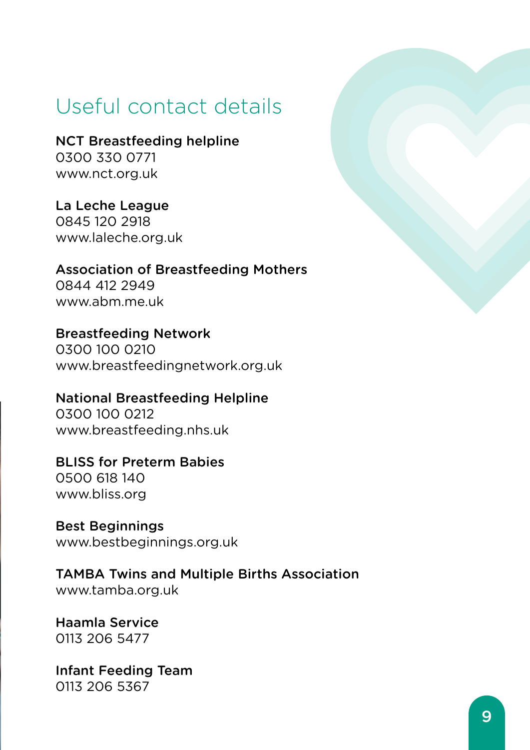# Useful contact details

**NCT Breastfeeding helpline**
0300 330 0771
www.nct.org.uk

**La Leche League**
0845 120 2918
www.laleche.org.uk

**Association of Breastfeeding Mothers**
0844 412 2949
www.abm.me.uk

**Breastfeeding Network**
0300 100 0210
www.breastfeedingnetwork.org.uk

**National Breastfeeding Helpline**
0300 100 0212
www.breastfeeding.nhs.uk

**BLISS for Preterm Babies**
0500 618 140
www.bliss.org

**Best Beginnings**
www.bestbeginnings.org.uk

**TAMBA Twins and Multiple Births Association**
www.tamba.org.uk

**Haamla Service**
0113 206 5477

**Infant Feeding Team**
0113 206 5367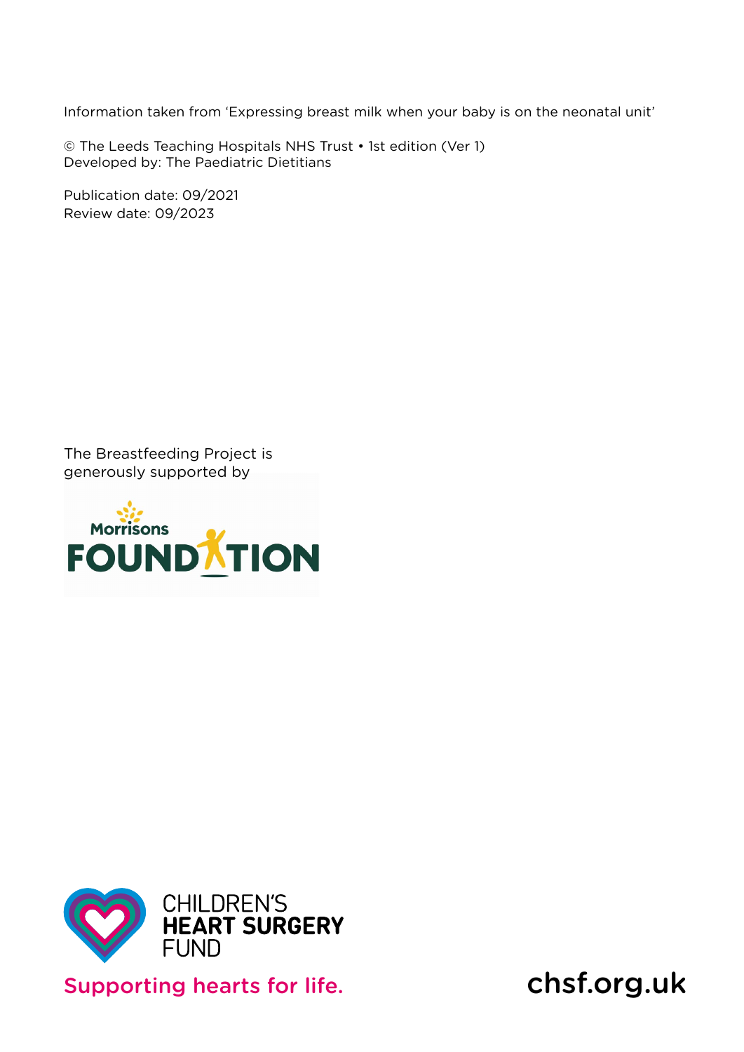Information taken from 'Expressing breast milk when your baby is on the neonatal unit'

© The Leeds Teaching Hospitals NHS Trust • 1st edition (Ver 1)
Developed by: The Paediatric Dietitians

Publication date: 09/2021
Review date: 09/2023

The Breastfeeding Project is generously supported by

Morrisons FOUNDATION

CHILDREN'S **HEART SURGERY** FUND

Supporting hearts for life.

chsf.org.uk